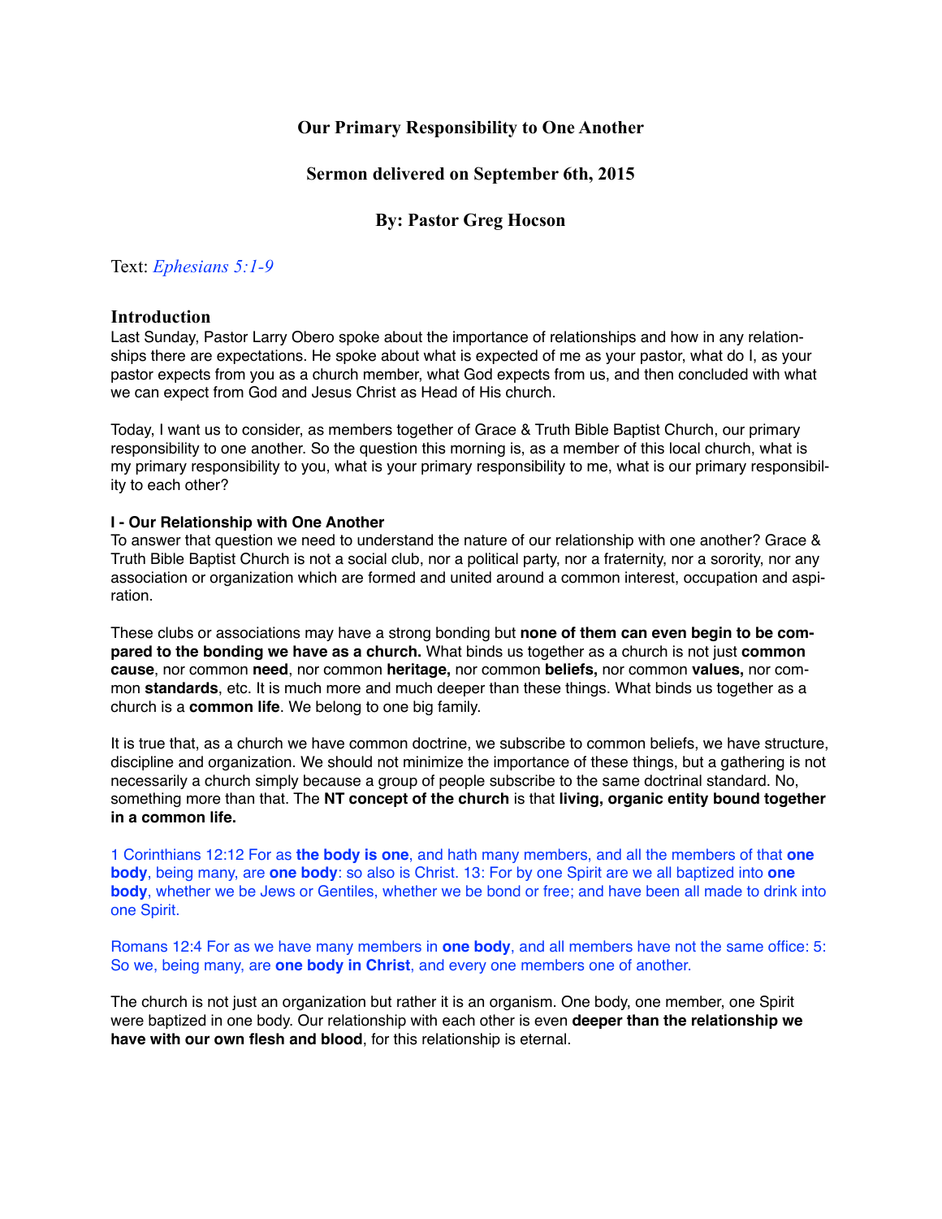# Our Primary Responsibility to One Another

## Sermon delivered on September 6th, 2015

## By: Pastor Greg Hocson

Text: *Ephesians 5:1-9*

## Introduction

Last Sunday, Pastor Larry Obero spoke about the importance of relationships and how in any relationships there are expectations. He spoke about what is expected of me as your pastor, what do I, as your pastor expects from you as a church member, what God expects from us, and then concluded with what we can expect from God and Jesus Christ as Head of His church.

Today, I want us to consider, as members together of Grace & Truth Bible Baptist Church, our primary responsibility to one another. So the question this morning is, as a member of this local church, what is my primary responsibility to you, what is your primary responsibility to me, what is our primary responsibility to each other?

**I - Our Relationship with One Another**

To answer that question we need to understand the nature of our relationship with one another? Grace & Truth Bible Baptist Church is not a social club, nor a political party, nor a fraternity, nor a sorority, nor any association or organization which are formed and united around a common interest, occupation and aspiration.

These clubs or associations may have a strong bonding but **none of them can even begin to be compared to the bonding we have as a church.** What binds us together as a church is not just **common cause**, nor common **need**, nor common **heritage,** nor common **beliefs,** nor common **values,** nor common **standards**, etc. It is much more and much deeper than these things. What binds us together as a church is a **common life**. We belong to one big family.

It is true that, as a church we have common doctrine, we subscribe to common beliefs, we have structure, discipline and organization. We should not minimize the importance of these things, but a gathering is not necessarily a church simply because a group of people subscribe to the same doctrinal standard. No, something more than that. The **NT concept of the church** is that **living, organic entity bound together in a common life.**

1 Corinthians 12:12 For as **the body is one**, and hath many members, and all the members of that **one body**, being many, are **one body**: so also is Christ. 13: For by one Spirit are we all baptized into **one body**, whether we be Jews or Gentiles, whether we be bond or free; and have been all made to drink into one Spirit.

Romans 12:4 For as we have many members in **one body**, and all members have not the same office: 5: So we, being many, are **one body in Christ**, and every one members one of another.

The church is not just an organization but rather it is an organism. One body, one member, one Spirit were baptized in one body. Our relationship with each other is even **deeper than the relationship we have with our own flesh and blood**, for this relationship is eternal.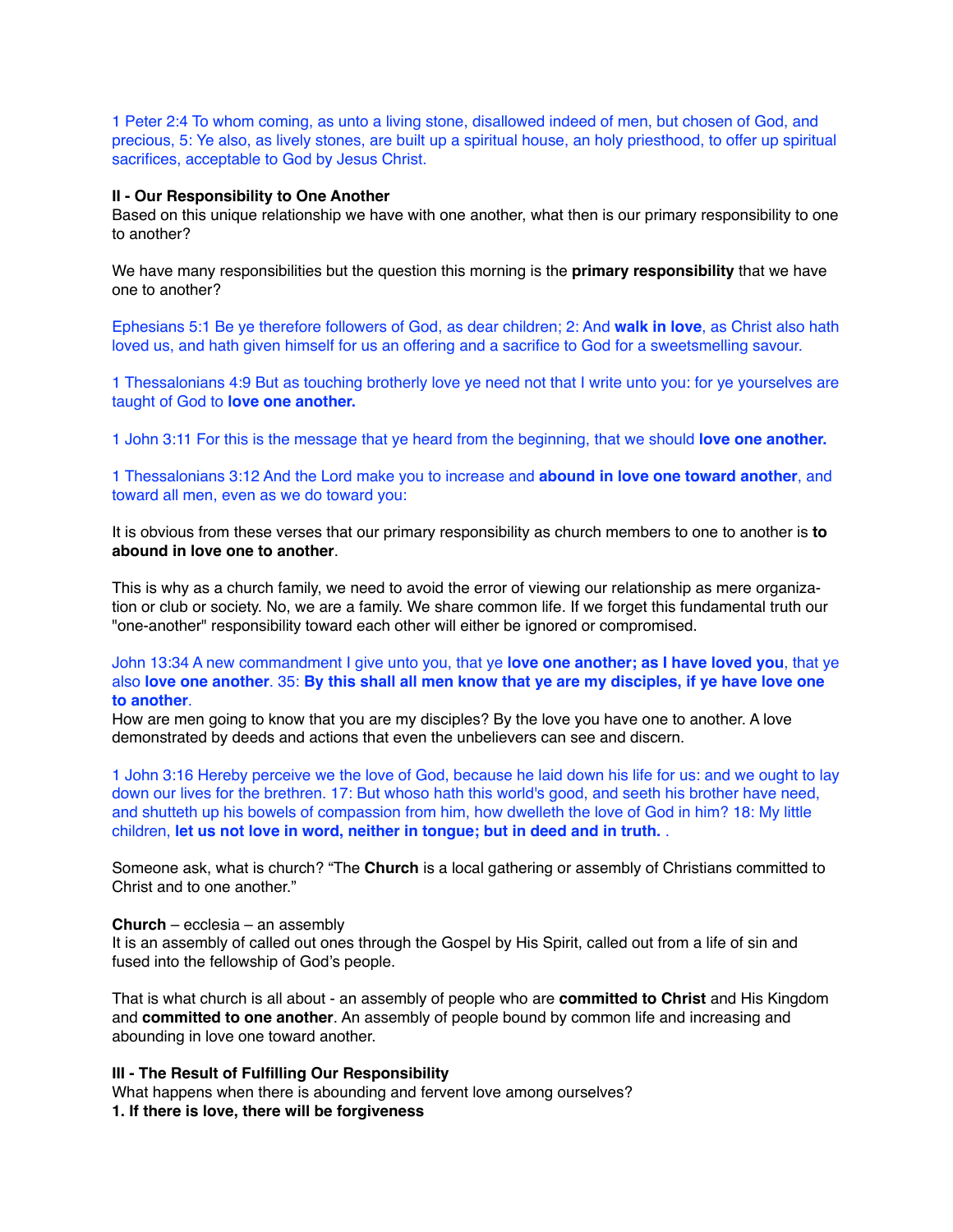1 Peter 2:4 To whom coming, as unto a living stone, disallowed indeed of men, but chosen of God, and precious, 5: Ye also, as lively stones, are built up a spiritual house, an holy priesthood, to offer up spiritual sacrifices, acceptable to God by Jesus Christ.

**II - Our Responsibility to One Another**
Based on this unique relationship we have with one another, what then is our primary responsibility to one to another?

We have many responsibilities but the question this morning is the **primary responsibility** that we have one to another?

Ephesians 5:1 Be ye therefore followers of God, as dear children; 2: And **walk in love**, as Christ also hath loved us, and hath given himself for us an offering and a sacrifice to God for a sweetsmelling savour.

1 Thessalonians 4:9 But as touching brotherly love ye need not that I write unto you: for ye yourselves are taught of God to **love one another.**

1 John 3:11 For this is the message that ye heard from the beginning, that we should **love one another.**

1 Thessalonians 3:12 And the Lord make you to increase and **abound in love one toward another**, and toward all men, even as we do toward you:

It is obvious from these verses that our primary responsibility as church members to one to another is **to abound in love one to another**.

This is why as a church family, we need to avoid the error of viewing our relationship as mere organization or club or society. No, we are a family. We share common life. If we forget this fundamental truth our "one-another" responsibility toward each other will either be ignored or compromised.

John 13:34 A new commandment I give unto you, that ye **love one another; as I have loved you**, that ye also **love one another**. 35: **By this shall all men know that ye are my disciples, if ye have love one to another**.
How are men going to know that you are my disciples? By the love you have one to another. A love demonstrated by deeds and actions that even the unbelievers can see and discern.

1 John 3:16 Hereby perceive we the love of God, because he laid down his life for us: and we ought to lay down our lives for the brethren. 17: But whoso hath this world's good, and seeth his brother have need, and shutteth up his bowels of compassion from him, how dwelleth the love of God in him? 18: My little children, **let us not love in word, neither in tongue; but in deed and in truth.** .

Someone ask, what is church? “The **Church** is a local gathering or assembly of Christians committed to Christ and to one another.”

**Church** – ecclesia – an assembly
It is an assembly of called out ones through the Gospel by His Spirit, called out from a life of sin and fused into the fellowship of God’s people.

That is what church is all about - an assembly of people who are **committed to Christ** and His Kingdom and **committed to one another**. An assembly of people bound by common life and increasing and abounding in love one toward another.

**III - The Result of Fulfilling Our Responsibility**
What happens when there is abounding and fervent love among ourselves?
**1. If there is love, there will be forgiveness**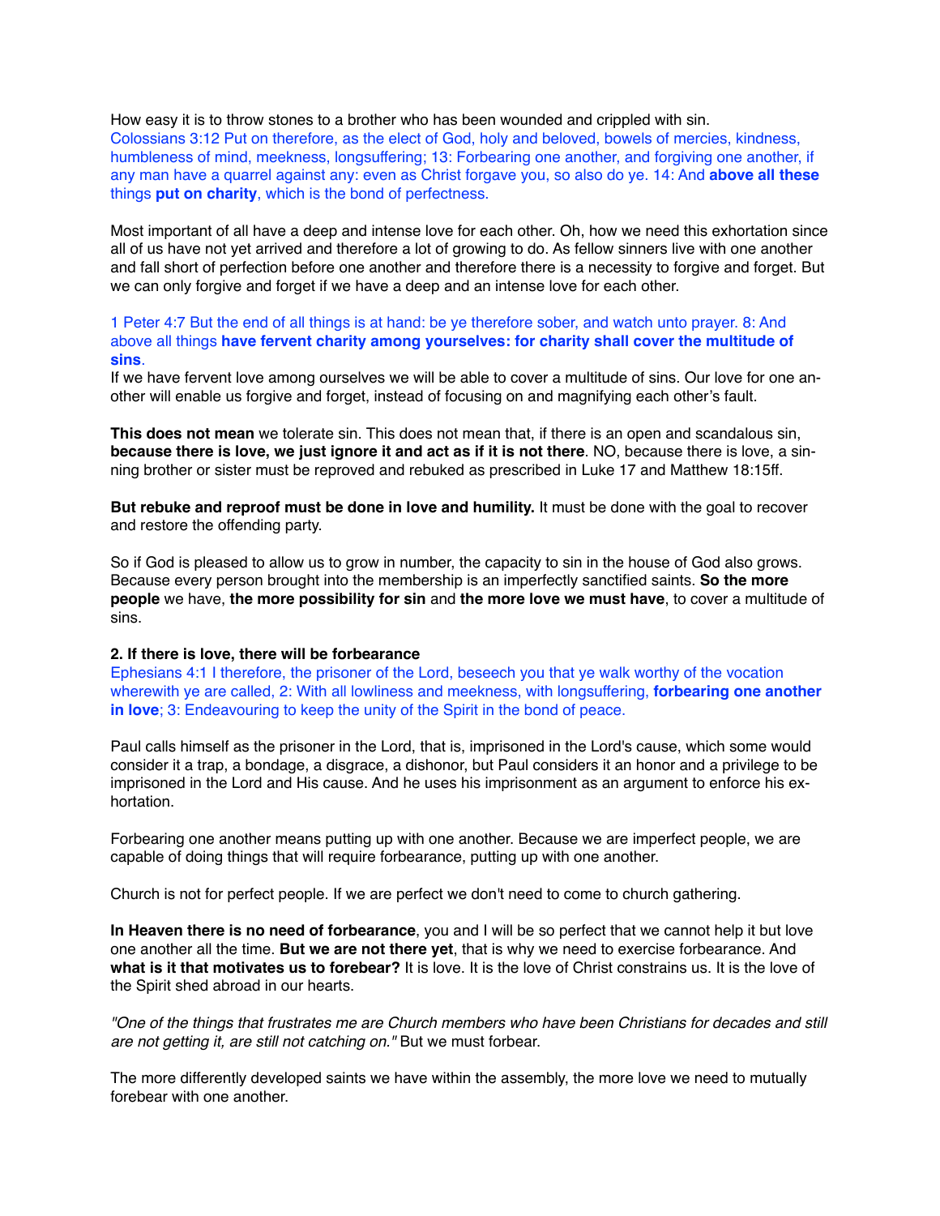How easy it is to throw stones to a brother who has been wounded and crippled with sin.
Colossians 3:12 Put on therefore, as the elect of God, holy and beloved, bowels of mercies, kindness, humbleness of mind, meekness, longsuffering; 13: Forbearing one another, and forgiving one another, if any man have a quarrel against any: even as Christ forgave you, so also do ye. 14: And **above all these** things **put on charity**, which is the bond of perfectness.

Most important of all have a deep and intense love for each other. Oh, how we need this exhortation since all of us have not yet arrived and therefore a lot of growing to do. As fellow sinners live with one another and fall short of perfection before one another and therefore there is a necessity to forgive and forget. But we can only forgive and forget if we have a deep and an intense love for each other.

1 Peter 4:7 But the end of all things is at hand: be ye therefore sober, and watch unto prayer. 8: And above all things **have fervent charity among yourselves: for charity shall cover the multitude of sins**.
If we have fervent love among ourselves we will be able to cover a multitude of sins. Our love for one another will enable us forgive and forget, instead of focusing on and magnifying each other's fault.

**This does not mean** we tolerate sin. This does not mean that, if there is an open and scandalous sin, **because there is love, we just ignore it and act as if it is not there**. NO, because there is love, a sinning brother or sister must be reproved and rebuked as prescribed in Luke 17 and Matthew 18:15ff.

**But rebuke and reproof must be done in love and humility.** It must be done with the goal to recover and restore the offending party.

So if God is pleased to allow us to grow in number, the capacity to sin in the house of God also grows. Because every person brought into the membership is an imperfectly sanctified saints. **So the more people** we have, **the more possibility for sin** and **the more love we must have**, to cover a multitude of sins.

**2. If there is love, there will be forbearance**
Ephesians 4:1 I therefore, the prisoner of the Lord, beseech you that ye walk worthy of the vocation wherewith ye are called, 2: With all lowliness and meekness, with longsuffering, **forbearing one another in love**; 3: Endeavouring to keep the unity of the Spirit in the bond of peace.

Paul calls himself as the prisoner in the Lord, that is, imprisoned in the Lord's cause, which some would consider it a trap, a bondage, a disgrace, a dishonor, but Paul considers it an honor and a privilege to be imprisoned in the Lord and His cause. And he uses his imprisonment as an argument to enforce his exhortation.

Forbearing one another means putting up with one another. Because we are imperfect people, we are capable of doing things that will require forbearance, putting up with one another.

Church is not for perfect people. If we are perfect we don't need to come to church gathering.

**In Heaven there is no need of forbearance**, you and I will be so perfect that we cannot help it but love one another all the time. **But we are not there yet**, that is why we need to exercise forbearance. And **what is it that motivates us to forebear?** It is love. It is the love of Christ constrains us. It is the love of the Spirit shed abroad in our hearts.

*"One of the things that frustrates me are Church members who have been Christians for decades and still are not getting it, are still not catching on."* But we must forbear.

The more differently developed saints we have within the assembly, the more love we need to mutually forebear with one another.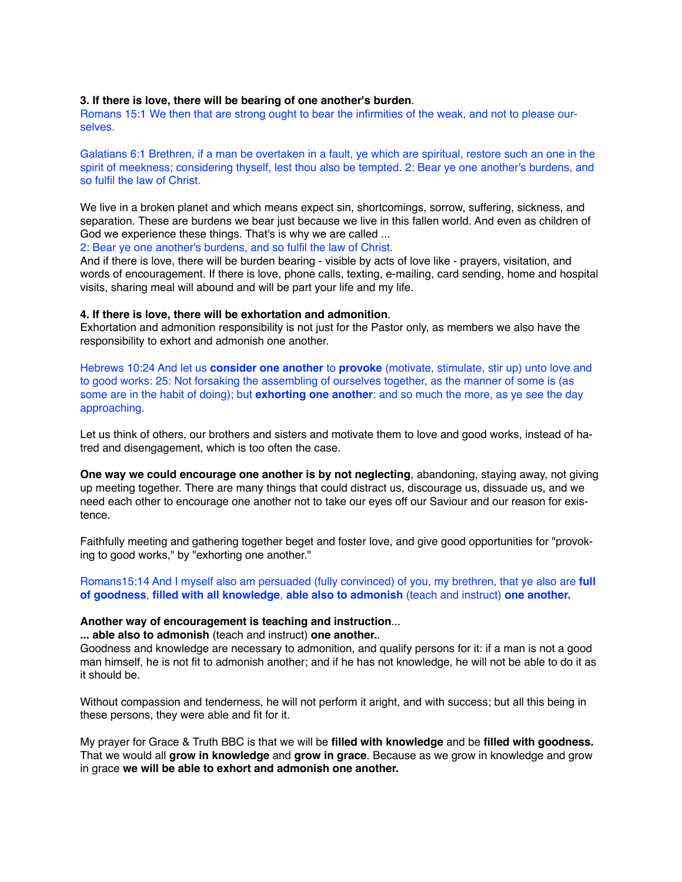**3. If there is love, there will be bearing of one another's burden**.

Romans 15:1 We then that are strong ought to bear the infirmities of the weak, and not to please ourselves.

Galatians 6:1 Brethren, if a man be overtaken in a fault, ye which are spiritual, restore such an one in the spirit of meekness; considering thyself, lest thou also be tempted. 2: Bear ye one another's burdens, and so fulfil the law of Christ.

We live in a broken planet and which means expect sin, shortcomings, sorrow, suffering, sickness, and separation. These are burdens we bear just because we live in this fallen world. And even as children of God we experience these things. That's is why we are called ...
2: Bear ye one another's burdens, and so fulfil the law of Christ.
And if there is love, there will be burden bearing - visible by acts of love like - prayers, visitation, and words of encouragement. If there is love, phone calls, texting, e-mailing, card sending, home and hospital visits, sharing meal will abound and will be part your life and my life.

**4. If there is love, there will be exhortation and admonition**.
Exhortation and admonition responsibility is not just for the Pastor only, as members we also have the responsibility to exhort and admonish one another.

Hebrews 10:24 And let us **consider one another** to **provoke** (motivate, stimulate, stir up) unto love and to good works: 25: Not forsaking the assembling of ourselves together, as the manner of some is (as some are in the habit of doing); but **exhorting one another**: and so much the more, as ye see the day approaching.

Let us think of others, our brothers and sisters and motivate them to love and good works, instead of hatred and disengagement, which is too often the case.

**One way we could encourage one another is by not neglecting**, abandoning, staying away, not giving up meeting together. There are many things that could distract us, discourage us, dissuade us, and we need each other to encourage one another not to take our eyes off our Saviour and our reason for existence.

Faithfully meeting and gathering together beget and foster love, and give good opportunities for "provoking to good works," by "exhorting one another."

Romans15:14 And I myself also am persuaded (fully convinced) of you, my brethren, that ye also are **full of goodness**, **filled with all knowledge**, **able also to admonish** (teach and instruct) **one another.**

**Another way of encouragement is teaching and instruction**...
**... able also to admonish** (teach and instruct) **one another.**.
Goodness and knowledge are necessary to admonition, and qualify persons for it: if a man is not a good man himself, he is not fit to admonish another; and if he has not knowledge, he will not be able to do it as it should be.

Without compassion and tenderness, he will not perform it aright, and with success; but all this being in these persons, they were able and fit for it.

My prayer for Grace & Truth BBC is that we will be **filled with knowledge** and be **filled with goodness.** That we would all **grow in knowledge** and **grow in grace**. Because as we grow in knowledge and grow in grace **we will be able to exhort and admonish one another.**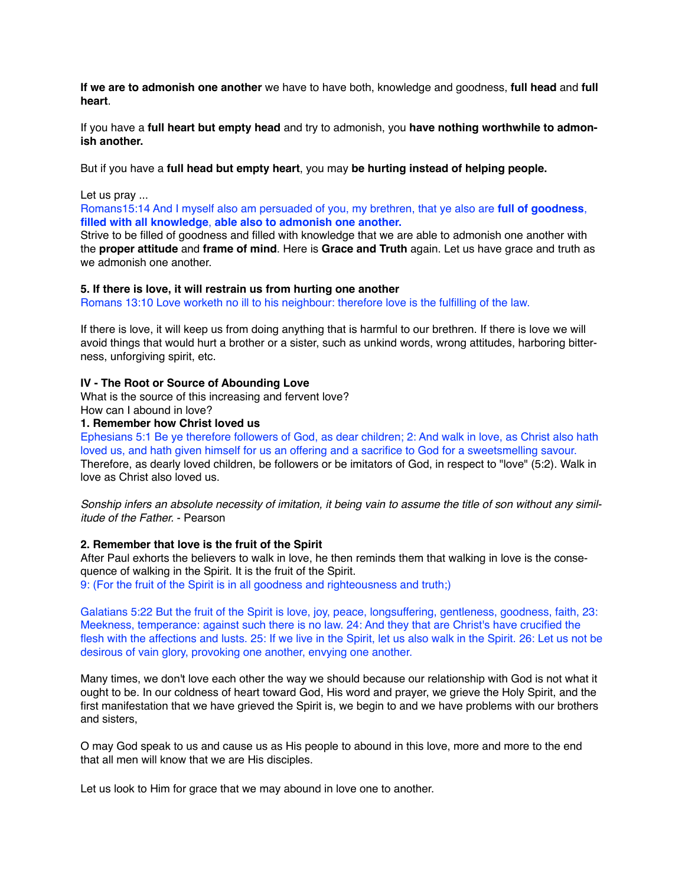**If we are to admonish one another** we have to have both, knowledge and goodness, **full head** and **full heart**.

If you have a **full heart but empty head** and try to admonish, you **have nothing worthwhile to admonish another.**

But if you have a **full head but empty heart**, you may **be hurting instead of helping people.**

Let us pray ...

Romans15:14 And I myself also am persuaded of you, my brethren, that ye also are **full of goodness**, **filled with all knowledge**, **able also to admonish one another.**

Strive to be filled of goodness and filled with knowledge that we are able to admonish one another with the **proper attitude** and **frame of mind**. Here is **Grace and Truth** again. Let us have grace and truth as we admonish one another.

**5. If there is love, it will restrain us from hurting one another**

Romans 13:10 Love worketh no ill to his neighbour: therefore love is the fulfilling of the law.

If there is love, it will keep us from doing anything that is harmful to our brethren. If there is love we will avoid things that would hurt a brother or a sister, such as unkind words, wrong attitudes, harboring bitterness, unforgiving spirit, etc.

**IV - The Root or Source of Abounding Love**

What is the source of this increasing and fervent love?

How can I abound in love?

**1. Remember how Christ loved us**

Ephesians 5:1 Be ye therefore followers of God, as dear children; 2: And walk in love, as Christ also hath loved us, and hath given himself for us an offering and a sacrifice to God for a sweetsmelling savour.

Therefore, as dearly loved children, be followers or be imitators of God, in respect to "love" (5:2). Walk in love as Christ also loved us.

*Sonship infers an absolute necessity of imitation, it being vain to assume the title of son without any similitude of the Father.* - Pearson

**2. Remember that love is the fruit of the Spirit**

After Paul exhorts the believers to walk in love, he then reminds them that walking in love is the consequence of walking in the Spirit. It is the fruit of the Spirit.

9: (For the fruit of the Spirit is in all goodness and righteousness and truth;)

Galatians 5:22 But the fruit of the Spirit is love, joy, peace, longsuffering, gentleness, goodness, faith, 23: Meekness, temperance: against such there is no law. 24: And they that are Christ's have crucified the flesh with the affections and lusts. 25: If we live in the Spirit, let us also walk in the Spirit. 26: Let us not be desirous of vain glory, provoking one another, envying one another.

Many times, we don't love each other the way we should because our relationship with God is not what it ought to be. In our coldness of heart toward God, His word and prayer, we grieve the Holy Spirit, and the first manifestation that we have grieved the Spirit is, we begin to and we have problems with our brothers and sisters,

O may God speak to us and cause us as His people to abound in this love, more and more to the end that all men will know that we are His disciples.

Let us look to Him for grace that we may abound in love one to another.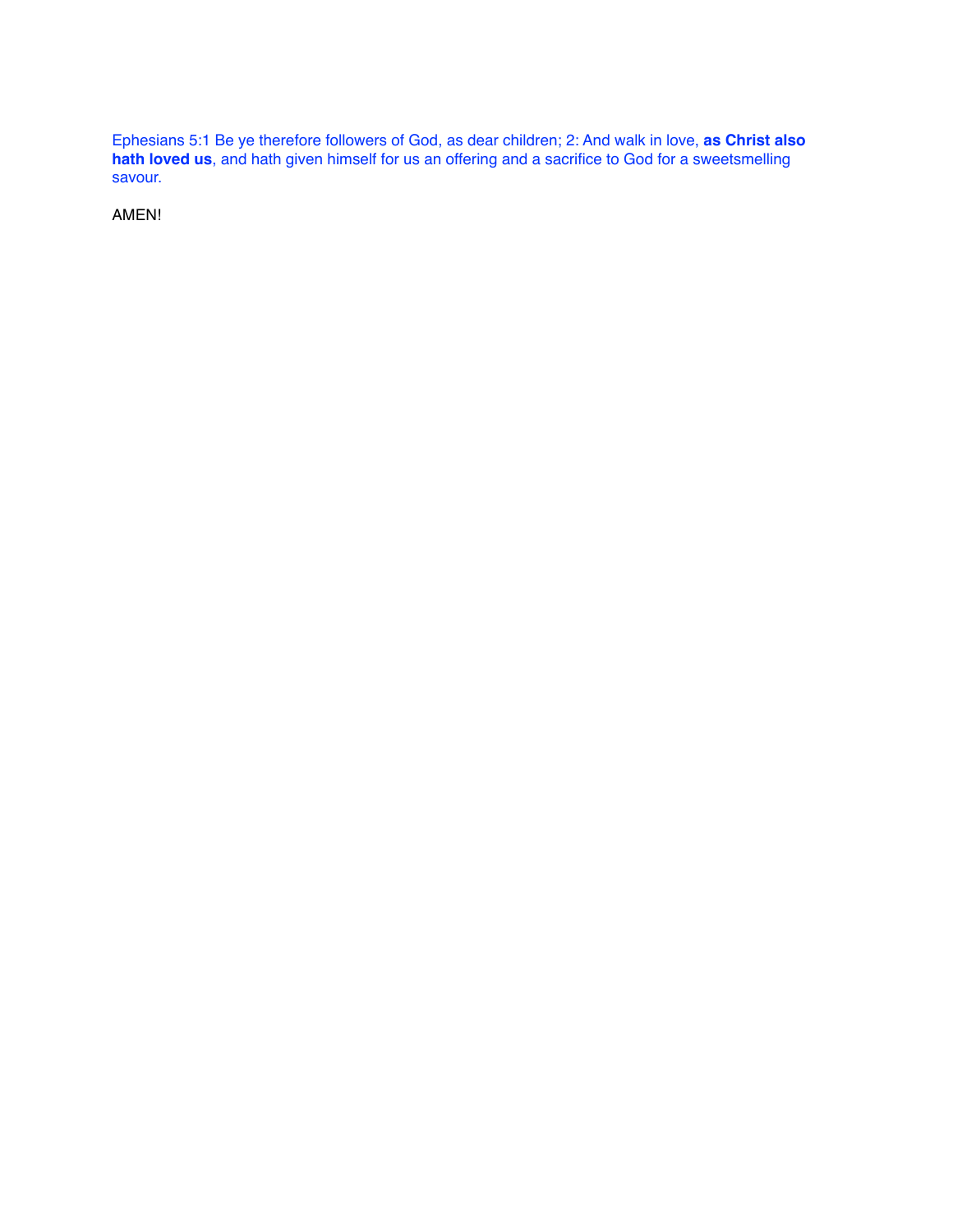Ephesians 5:1 Be ye therefore followers of God, as dear children; 2: And walk in love, **as Christ also hath loved us**, and hath given himself for us an offering and a sacrifice to God for a sweetsmelling savour.

AMEN!